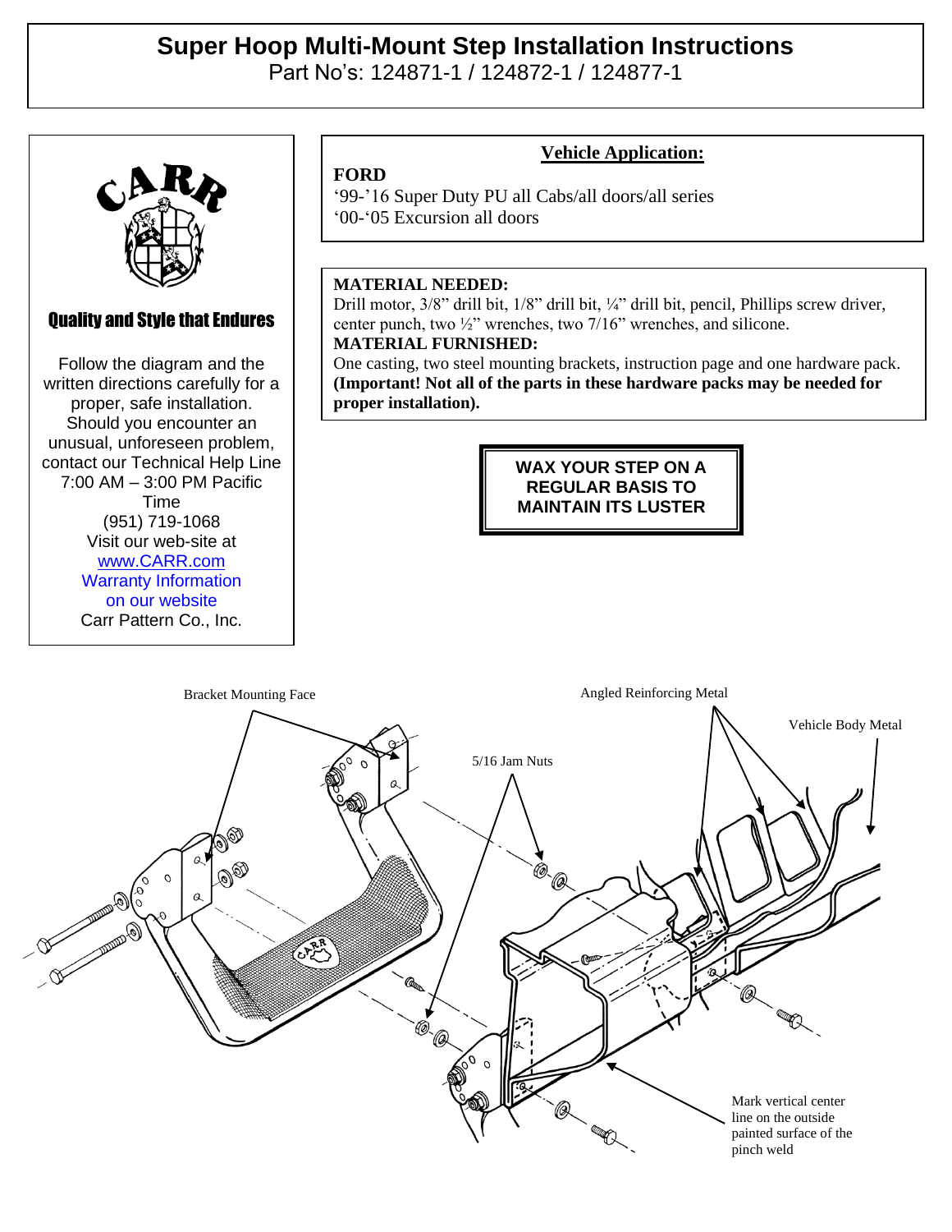# Super Hoop Multi-Mount Step Installation Instructions

Part No's: 124871-1 / 124872-1 / 124877-1

CARR

**Quality and Style that Endures**

Follow the diagram and the written directions carefully for a proper, safe installation. Should you encounter an unusual, unforeseen problem, contact our Technical Help Line 7:00 AM – 3:00 PM Pacific Time (951) 719-1068
Visit our web-site at [www.CARR.com](http://www.CARR.com)
Warranty Information on our website
Carr Pattern Co., Inc.

## Vehicle Application:

**FORD**
'99-'16 Super Duty PU all Cabs/all doors/all series
'00-'05 Excursion all doors

**MATERIAL NEEDED:**
Drill motor, 3/8" drill bit, 1/8" drill bit, ¼" drill bit, pencil, Phillips screw driver, center punch, two ½" wrenches, two 7/16" wrenches, and silicone.

**MATERIAL FURNISHED:**
One casting, two steel mounting brackets, instruction page and one hardware pack. **(Important! Not all of the parts in these hardware packs may be needed for proper installation).**

**WAX YOUR STEP ON A REGULAR BASIS TO MAINTAIN ITS LUSTER**

Bracket Mounting Face

Angled Reinforcing Metal

Vehicle Body Metal

5/16 Jam Nuts

Mark vertical center line on the outside painted surface of the pinch weld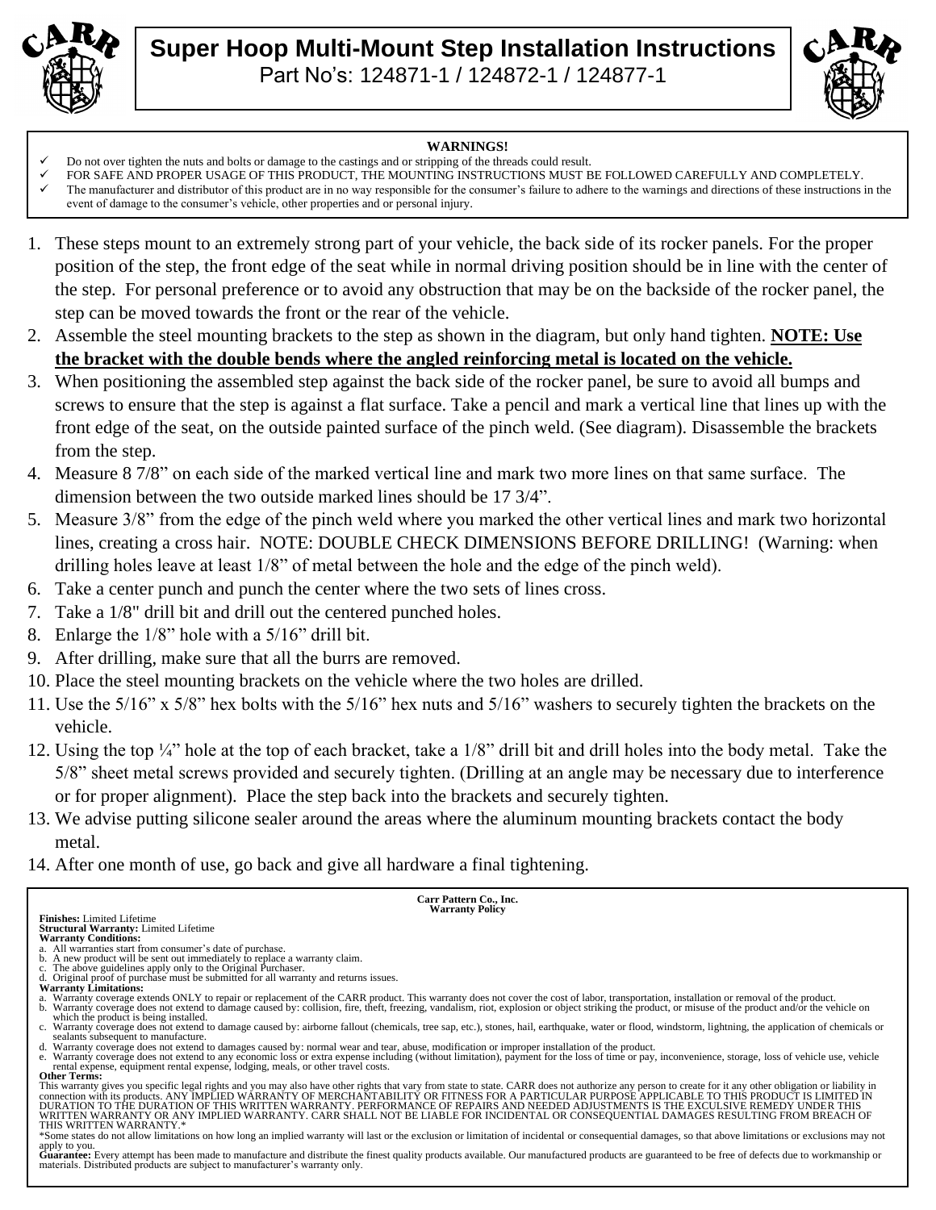# Super Hoop Multi-Mount Step Installation Instructions

Part No's: 124871-1 / 124872-1 / 124877-1

**WARNINGS!**

- ✓ Do not over tighten the nuts and bolts or damage to the castings and or stripping of the threads could result.
- ✓ FOR SAFE AND PROPER USAGE OF THIS PRODUCT, THE MOUNTING INSTRUCTIONS MUST BE FOLLOWED CAREFULLY AND COMPLETELY.
- ✓ The manufacturer and distributor of this product are in no way responsible for the consumer's failure to adhere to the warnings and directions of these instructions in the event of damage to the consumer's vehicle, other properties and or personal injury.

1. These steps mount to an extremely strong part of your vehicle, the back side of its rocker panels. For the proper position of the step, the front edge of the seat while in normal driving position should be in line with the center of the step. For personal preference or to avoid any obstruction that may be on the backside of the rocker panel, the step can be moved towards the front or the rear of the vehicle.
2. Assemble the steel mounting brackets to the step as shown in the diagram, but only hand tighten. **NOTE: Use the bracket with the double bends where the angled reinforcing metal is located on the vehicle.**
3. When positioning the assembled step against the back side of the rocker panel, be sure to avoid all bumps and screws to ensure that the step is against a flat surface. Take a pencil and mark a vertical line that lines up with the front edge of the seat, on the outside painted surface of the pinch weld. (See diagram). Disassemble the brackets from the step.
4. Measure 8 7/8" on each side of the marked vertical line and mark two more lines on that same surface. The dimension between the two outside marked lines should be 17 3/4".
5. Measure 3/8" from the edge of the pinch weld where you marked the other vertical lines and mark two horizontal lines, creating a cross hair. NOTE: DOUBLE CHECK DIMENSIONS BEFORE DRILLING! (Warning: when drilling holes leave at least 1/8" of metal between the hole and the edge of the pinch weld).
6. Take a center punch and punch the center where the two sets of lines cross.
7. Take a 1/8" drill bit and drill out the centered punched holes.
8. Enlarge the 1/8" hole with a 5/16" drill bit.
9. After drilling, make sure that all the burrs are removed.
10. Place the steel mounting brackets on the vehicle where the two holes are drilled.
11. Use the 5/16" x 5/8" hex bolts with the 5/16" hex nuts and 5/16" washers to securely tighten the brackets on the vehicle.
12. Using the top ¼" hole at the top of each bracket, take a 1/8" drill bit and drill holes into the body metal. Take the 5/8" sheet metal screws provided and securely tighten. (Drilling at an angle may be necessary due to interference or for proper alignment). Place the step back into the brackets and securely tighten.
13. We advise putting silicone sealer around the areas where the aluminum mounting brackets contact the body metal.
14. After one month of use, go back and give all hardware a final tightening.

**Carr Pattern Co., Inc.**
**Warranty Policy**

**Finishes:** Limited Lifetime
**Structural Warranty:** Limited Lifetime
**Warranty Conditions:**
a. All warranties start from consumer's date of purchase.
b. A new product will be sent out immediately to replace a warranty claim.
c. The above guidelines apply only to the Original Purchaser.
d. Original proof of purchase must be submitted for all warranty and returns issues.

**Warranty Limitations:**
a. Warranty coverage extends ONLY to repair or replacement of the CARR product. This warranty does not cover the cost of labor, transportation, installation or removal of the product.
b. Warranty coverage does not extend to damage caused by: collision, fire, theft, freezing, vandalism, riot, explosion or object striking the product, or misuse of the product and/or the vehicle on which the product is being installed.
c. Warranty coverage does not extend to damage caused by: airborne fallout (chemicals, tree sap, etc.), stones, hail, earthquake, water or flood, windstorm, lightning, the application of chemicals or sealants subsequent to manufacture.
d. Warranty coverage does not extend to damages caused by: normal wear and tear, abuse, modification or improper installation of the product.
e. Warranty coverage does not extend to any economic loss or extra expense including (without limitation), payment for the loss of time or pay, inconvenience, storage, loss of vehicle use, vehicle rental expense, equipment rental expense, lodging, meals, or other travel costs.

**Other Terms:**
This warranty gives you specific legal rights and you may also have other rights that vary from state to state. CARR does not authorize any person to create for it any other obligation or liability in connection with its products. ANY IMPLIED WARRANTY OF MERCHANTABILITY OR FITNESS FOR A PARTICULAR PURPOSE APPLICABLE TO THIS PRODUCT IS LIMITED IN DURATION TO THE DURATION OF THIS WRITTEN WARRANTY. PERFORMANCE OF REPAIRS AND NEEDED ADJUSTMENTS IS THE EXCULSIVE REMEDY UNDER THIS WRITTEN WARRANTY OR ANY IMPLIED WARRANTY. CARR SHALL NOT BE LIABLE FOR INCIDENTAL OR CONSEQUENTIAL DAMAGES RESULTING FROM BREACH OF THIS WRITTEN WARRANTY.*
*Some states do not allow limitations on how long an implied warranty will last or the exclusion or limitation of incidental or consequential damages, so that above limitations or exclusions may not apply to you.
**Guarantee:** Every attempt has been made to manufacture and distribute the finest quality products available. Our manufactured products are guaranteed to be free of defects due to workmanship or materials. Distributed products are subject to manufacturer's warranty only.